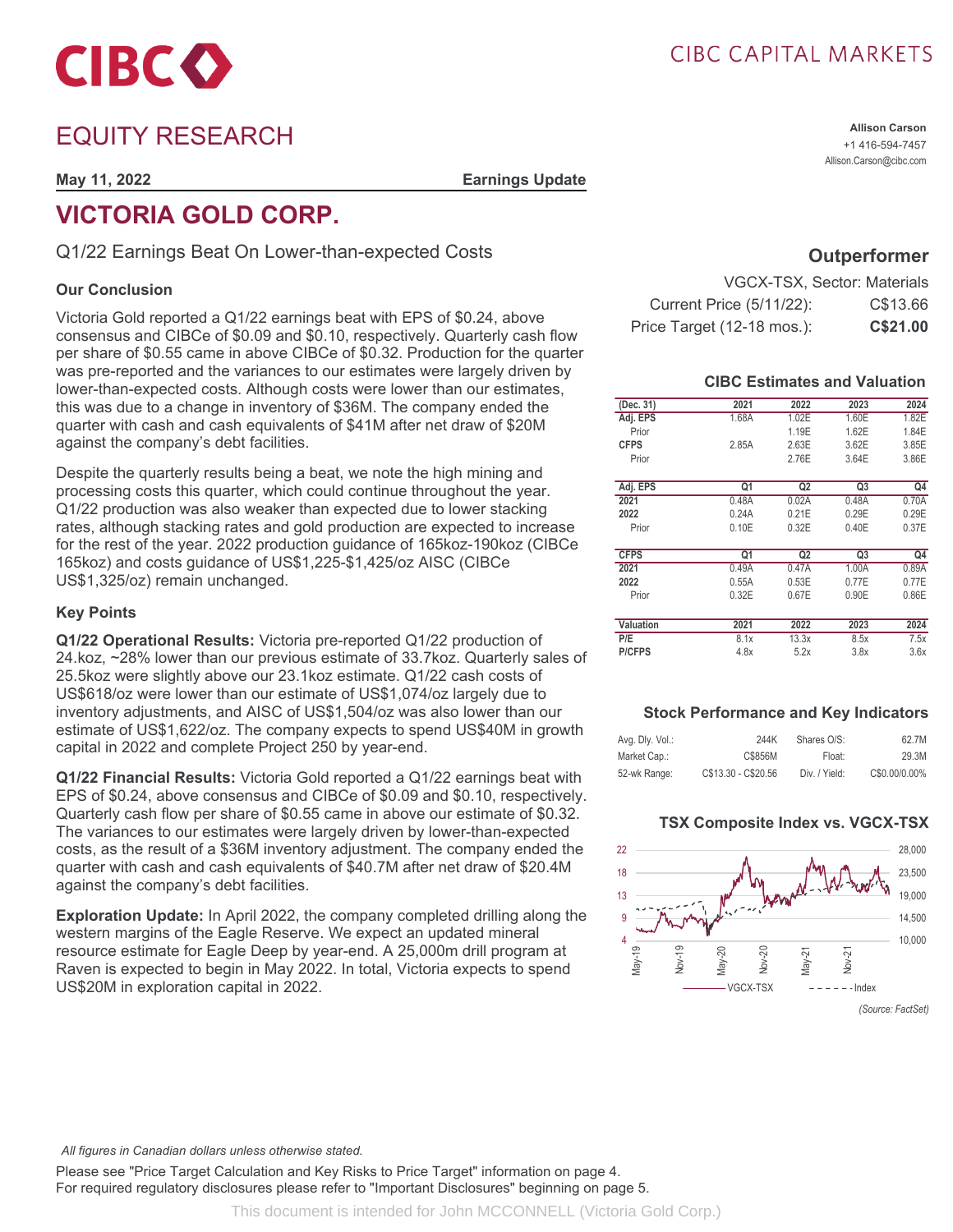CIBC CAPITAL MARKETS

# EQUITY RESEARCH

**Allison Carson**
+1 416-594-7457
Allison.Carson@cibc.com

**May 11, 2022** **Earnings Update**

# VICTORIA GOLD CORP.

## Q1/22 Earnings Beat On Lower-than-expected Costs

### Our Conclusion

Victoria Gold reported a Q1/22 earnings beat with EPS of $0.24, above consensus and CIBCe of $0.09 and $0.10, respectively. Quarterly cash flow per share of $0.55 came in above CIBCe of $0.32. Production for the quarter was pre-reported and the variances to our estimates were largely driven by lower-than-expected costs. Although costs were lower than our estimates, this was due to a change in inventory of $36M. The company ended the quarter with cash and cash equivalents of $41M after net draw of $20M against the company's debt facilities.

Despite the quarterly results being a beat, we note the high mining and processing costs this quarter, which could continue throughout the year. Q1/22 production was also weaker than expected due to lower stacking rates, although stacking rates and gold production are expected to increase for the rest of the year. 2022 production guidance of 165koz-190koz (CIBCe 165koz) and costs guidance of US$1,225-$1,425/oz AISC (CIBCe US$1,325/oz) remain unchanged.

### Key Points

**Q1/22 Operational Results:** Victoria pre-reported Q1/22 production of 24.koz, ~28% lower than our previous estimate of 33.7koz. Quarterly sales of 25.5koz were slightly above our 23.1koz estimate. Q1/22 cash costs of US$618/oz were lower than our estimate of US$1,074/oz largely due to inventory adjustments, and AISC of US$1,504/oz was also lower than our estimate of US$1,622/oz. The company expects to spend US$40M in growth capital in 2022 and complete Project 250 by year-end.

**Q1/22 Financial Results:** Victoria Gold reported a Q1/22 earnings beat with EPS of $0.24, above consensus and CIBCe of $0.09 and $0.10, respectively. Quarterly cash flow per share of $0.55 came in above our estimate of $0.32. The variances to our estimates were largely driven by lower-than-expected costs, as the result of a $36M inventory adjustment. The company ended the quarter with cash and cash equivalents of $40.7M after net draw of $20.4M against the company's debt facilities.

**Exploration Update:** In April 2022, the company completed drilling along the western margins of the Eagle Reserve. We expect an updated mineral resource estimate for Eagle Deep by year-end. A 25,000m drill program at Raven is expected to begin in May 2022. In total, Victoria expects to spend US$20M in exploration capital in 2022.

### Outperformer

VGCX-TSX, Sector: Materials

| | |
|---|---|
| Current Price (5/11/22): | C$13.66 |
| Price Target (12-18 mos.): | **C$21.00** |

### CIBC Estimates and Valuation

| (Dec. 31) | 2021 | 2022 | 2023 | 2024 |
|---|---|---|---|---|
| **Adj. EPS** | 1.68A | 1.02E | 1.60E | 1.82E |
| Prior | | 1.19E | 1.62E | 1.84E |
| **CFPS** | 2.85A | 2.63E | 3.62E | 3.85E |
| Prior | | 2.76E | 3.64E | 3.86E |

| Adj. EPS | Q1 | Q2 | Q3 | Q4 |
|---|---|---|---|---|
| **2021** | 0.48A | 0.02A | 0.48A | 0.70A |
| **2022** | 0.24A | 0.21E | 0.29E | 0.29E |
| Prior | 0.10E | 0.32E | 0.40E | 0.37E |

| CFPS | Q1 | Q2 | Q3 | Q4 |
|---|---|---|---|---|
| **2021** | 0.49A | 0.47A | 1.00A | 0.89A |
| **2022** | 0.55A | 0.53E | 0.77E | 0.77E |
| Prior | 0.32E | 0.67E | 0.90E | 0.86E |

| Valuation | 2021 | 2022 | 2023 | 2024 |
|---|---|---|---|---|
| **P/E** | 8.1x | 13.3x | 8.5x | 7.5x |
| **P/CFPS** | 4.8x | 5.2x | 3.8x | 3.6x |

### Stock Performance and Key Indicators

| | | | |
|---|---|---|---|
| Avg. Dly. Vol.: | 244K | Shares O/S: | 62.7M |
| Market Cap.: | C$856M | Float: | 29.3M |
| 52-wk Range: | C$13.30 - C$20.56 | Div. / Yield: | C$0.00/0.00% |

### TSX Composite Index vs. VGCX-TSX

*(Source: FactSet)*

*All figures in Canadian dollars unless otherwise stated.*

Please see "Price Target Calculation and Key Risks to Price Target" information on page 4.
For required regulatory disclosures please refer to "Important Disclosures" beginning on page 5.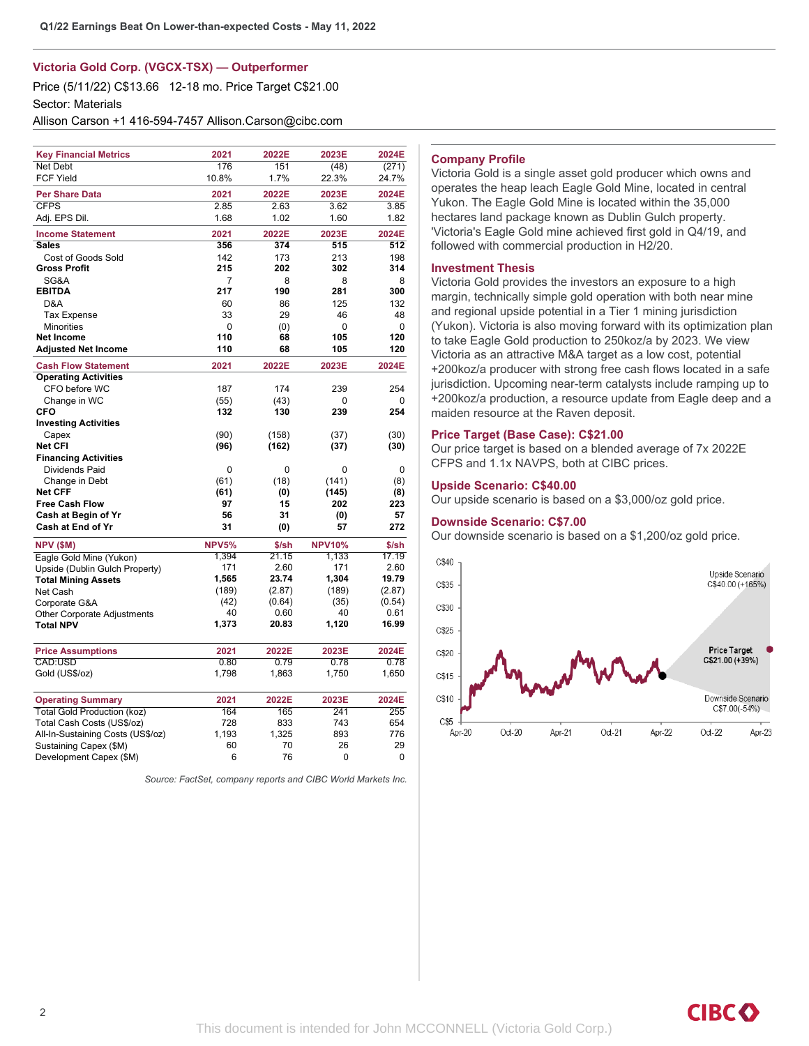## Victoria Gold Corp. (VGCX-TSX) — Outperformer

Price (5/11/22) C$13.66   12-18 mo. Price Target C$21.00

Sector: Materials

Allison Carson +1 416-594-7457 Allison.Carson@cibc.com

| Key Financial Metrics | 2021 | 2022E | 2023E | 2024E |
|---|---|---|---|---|
| Net Debt | 176 | 151 | (48) | (271) |
| FCF Yield | 10.8% | 1.7% | 22.3% | 24.7% |
| **Per Share Data** | **2021** | **2022E** | **2023E** | **2024E** |
| CFPS | 2.85 | 2.63 | 3.62 | 3.85 |
| Adj. EPS Dil. | 1.68 | 1.02 | 1.60 | 1.82 |
| **Income Statement** | **2021** | **2022E** | **2023E** | **2024E** |
| **Sales** | **356** | **374** | **515** | **512** |
| Cost of Goods Sold | 142 | 173 | 213 | 198 |
| **Gross Profit** | **215** | **202** | **302** | **314** |
| SG&A | 7 | 8 | 8 | 8 |
| **EBITDA** | **217** | **190** | **281** | **300** |
| D&A | 60 | 86 | 125 | 132 |
| Tax Expense | 33 | 29 | 46 | 48 |
| Minorities | 0 | (0) | 0 | 0 |
| **Net Income** | **110** | **68** | **105** | **120** |
| **Adjusted Net Income** | **110** | **68** | **105** | **120** |
| **Cash Flow Statement** | **2021** | **2022E** | **2023E** | **2024E** |
| **Operating Activities** | | | | |
| CFO before WC | 187 | 174 | 239 | 254 |
| Change in WC | (55) | (43) | 0 | 0 |
| **CFO** | **132** | **130** | **239** | **254** |
| **Investing Activities** | | | | |
| Capex | (90) | (158) | (37) | (30) |
| **Net CFI** | **(96)** | **(162)** | **(37)** | **(30)** |
| **Financing Activities** | | | | |
| Dividends Paid | 0 | 0 | 0 | 0 |
| Change in Debt | (61) | (18) | (141) | (8) |
| **Net CFF** | **(61)** | **(0)** | **(145)** | **(8)** |
| **Free Cash Flow** | **97** | **15** | **202** | **223** |
| **Cash at Begin of Yr** | **56** | **31** | **(0)** | **57** |
| **Cash at End of Yr** | **31** | **(0)** | **57** | **272** |

| NPV ($M) | NPV5% | $/sh | NPV10% | $/sh |
|---|---|---|---|---|
| Eagle Gold Mine (Yukon) | 1,394 | 21.15 | 1,133 | 17.19 |
| Upside (Dublin Gulch Property) | 171 | 2.60 | 171 | 2.60 |
| **Total Mining Assets** | **1,565** | **23.74** | **1,304** | **19.79** |
| Net Cash | (189) | (2.87) | (189) | (2.87) |
| Corporate G&A | (42) | (0.64) | (35) | (0.54) |
| Other Corporate Adjustments | 40 | 0.60 | 40 | 0.61 |
| **Total NPV** | **1,373** | **20.83** | **1,120** | **16.99** |

| Price Assumptions | 2021 | 2022E | 2023E | 2024E |
|---|---|---|---|---|
| CAD:USD | 0.80 | 0.79 | 0.78 | 0.78 |
| Gold (US$/oz) | 1,798 | 1,863 | 1,750 | 1,650 |

| Operating Summary | 2021 | 2022E | 2023E | 2024E |
|---|---|---|---|---|
| Total Gold Production (koz) | 164 | 165 | 241 | 255 |
| Total Cash Costs (US$/oz) | 728 | 833 | 743 | 654 |
| All-In-Sustaining Costs (US$/oz) | 1,193 | 1,325 | 893 | 776 |
| Sustaining Capex ($M) | 60 | 70 | 26 | 29 |
| Development Capex ($M) | 6 | 76 | 0 | 0 |

*Source: FactSet, company reports and CIBC World Markets Inc.*

### Company Profile

Victoria Gold is a single asset gold producer which owns and operates the heap leach Eagle Gold Mine, located in central Yukon. The Eagle Gold Mine is located within the 35,000 hectares land package known as Dublin Gulch property. 'Victoria's Eagle Gold mine achieved first gold in Q4/19, and followed with commercial production in H2/20.

### Investment Thesis

Victoria Gold provides the investors an exposure to a high margin, technically simple gold operation with both near mine and regional upside potential in a Tier 1 mining jurisdiction (Yukon). Victoria is also moving forward with its optimization plan to take Eagle Gold production to 250koz/a by 2023. We view Victoria as an attractive M&A target as a low cost, potential +200koz/a producer with strong free cash flows located in a safe jurisdiction. Upcoming near-term catalysts include ramping up to +200koz/a production, a resource update from Eagle deep and a maiden resource at the Raven deposit.

### Price Target (Base Case): C$21.00

Our price target is based on a blended average of 7x 2022E CFPS and 1.1x NAVPS, both at CIBC prices.

### Upside Scenario: C$40.00

Our upside scenario is based on a $3,000/oz gold price.

### Downside Scenario: C$7.00

Our downside scenario is based on a $1,200/oz gold price.

Upside Scenario C$40.00 (+165%)

Price Target C$21.00 (+39%)

Downside Scenario C$7.00(-54%)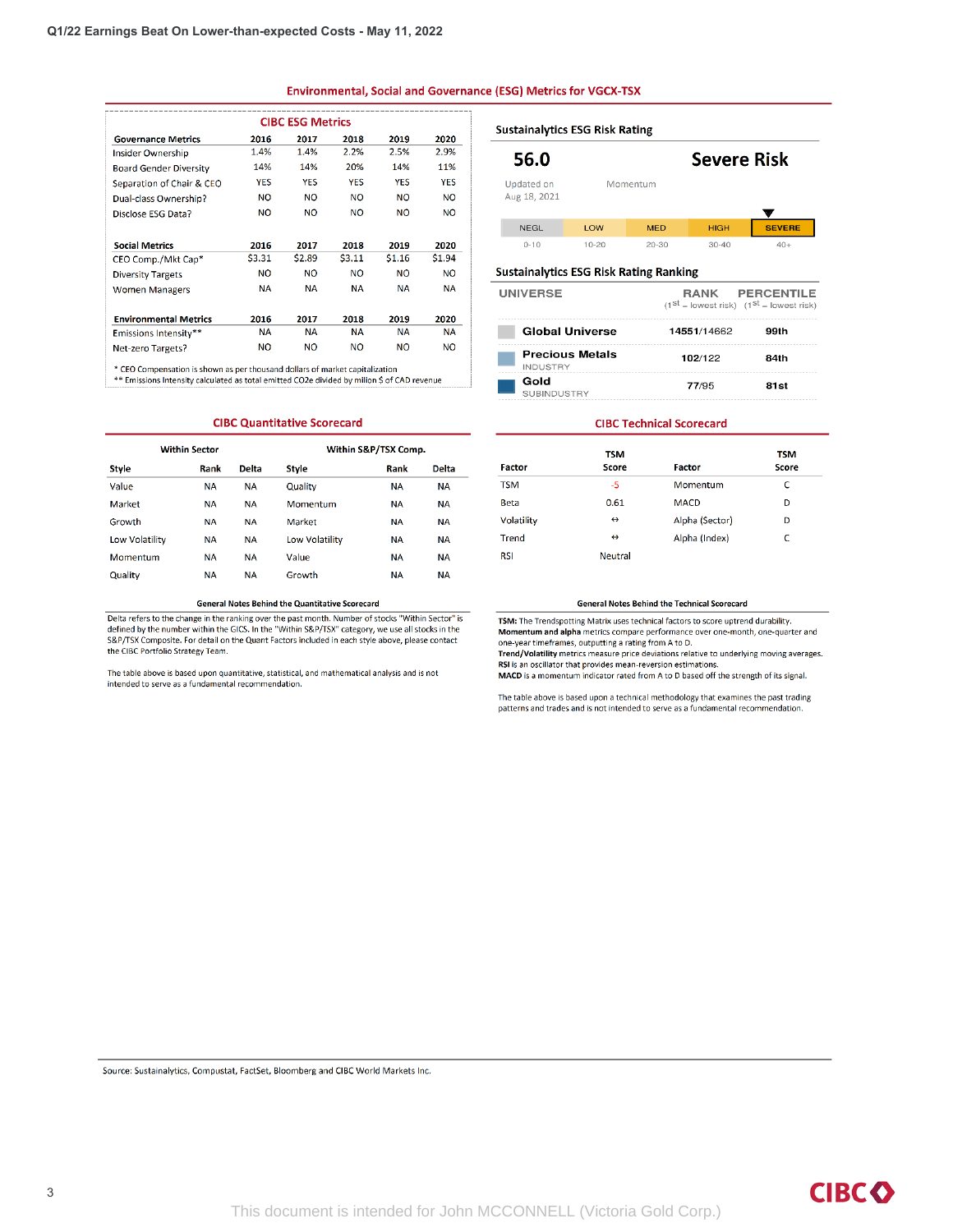## Environmental, Social and Governance (ESG) Metrics for VGCX-TSX

### CIBC ESG Metrics

| Governance Metrics | 2016 | 2017 | 2018 | 2019 | 2020 |
|---|---|---|---|---|---|
| Insider Ownership | 1.4% | 1.4% | 2.2% | 2.5% | 2.9% |
| Board Gender Diversity | 14% | 14% | 20% | 14% | 11% |
| Separation of Chair & CEO | YES | YES | YES | YES | YES |
| Dual-class Ownership? | NO | NO | NO | NO | NO |
| Disclose ESG Data? | NO | NO | NO | NO | NO |

| Social Metrics | 2016 | 2017 | 2018 | 2019 | 2020 |
|---|---|---|---|---|---|
| CEO Comp./Mkt Cap* | $3.31 | $2.89 | $3.11 | $1.16 | $1.94 |
| Diversity Targets | NO | NO | NO | NO | NO |
| Women Managers | NA | NA | NA | NA | NA |

| Environmental Metrics | 2016 | 2017 | 2018 | 2019 | 2020 |
|---|---|---|---|---|---|
| Emissions Intensity** | NA | NA | NA | NA | NA |
| Net-zero Targets? | NO | NO | NO | NO | NO |

\* CEO Compensation is shown as per thousand dollars of market capitalization
\*\* Emissions Intensity calculated as total emitted $CO_2e$ divided by million $ of CAD revenue

### Sustainalytics ESG Risk Rating

**56.0** — **Severe Risk**

Updated on Aug 18, 2021

Momentum

| NEGL | LOW | MED | HIGH | SEVERE |
|---|---|---|---|---|
| 0-10 | 10-20 | 20-30 | 30-40 | 40+ |

### Sustainalytics ESG Risk Rating Ranking

| UNIVERSE | RANK (1st – lowest risk) | PERCENTILE (1st – lowest risk) |
|---|---|---|
| Global Universe | 14551/14662 | 99th |
| Precious Metals (INDUSTRY) | 102/122 | 84th |
| Gold (SUBINDUSTRY) | 77/95 | 81st |

### CIBC Quantitative Scorecard

| Within Sector | | | Within S&P/TSX Comp. | | |
|---|---|---|---|---|---|
| Style | Rank | Delta | Style | Rank | Delta |
| Value | NA | NA | Quality | NA | NA |
| Market | NA | NA | Momentum | NA | NA |
| Growth | NA | NA | Market | NA | NA |
| Low Volatility | NA | NA | Low Volatility | NA | NA |
| Momentum | NA | NA | Value | NA | NA |
| Quality | NA | NA | Growth | NA | NA |

**General Notes Behind the Quantitative Scorecard**

Delta refers to the change in the ranking over the past month. Number of stocks "Within Sector" is defined by the number within the GICS. In the "Within S&P/TSX" category, we use all stocks in the S&P/TSX Composite. For detail on the Quant Factors included in each style above, please contact the CIBC Portfolio Strategy Team.

The table above is based upon quantitative, statistical, and mathematical analysis and is not intended to serve as a fundamental recommendation.

### CIBC Technical Scorecard

| Factor | TSM Score | Factor | TSM Score |
|---|---|---|---|
| TSM | -5 | Momentum | C |
| Beta | 0.61 | MACD | D |
| Volatility | ↔ | Alpha (Sector) | D |
| Trend | ↔ | Alpha (Index) | C |
| RSI | Neutral | | |

**General Notes Behind the Technical Scorecard**

**TSM:** The Trendspotting Matrix uses technical factors to score uptrend durability.
**Momentum and alpha** metrics compare performance over one-month, one-quarter and one-year timeframes, outputting a rating from A to D.
**Trend/Volatility** metrics measure price deviations relative to underlying moving averages.
**RSI** is an oscillator that provides mean-reversion estimations.
**MACD** is a momentum indicator rated from A to D based off the strength of its signal.

The table above is based upon a technical methodology that examines the past trading patterns and trades and is not intended to serve as a fundamental recommendation.

Source: Sustainalytics, Compustat, FactSet, Bloomberg and CIBC World Markets Inc.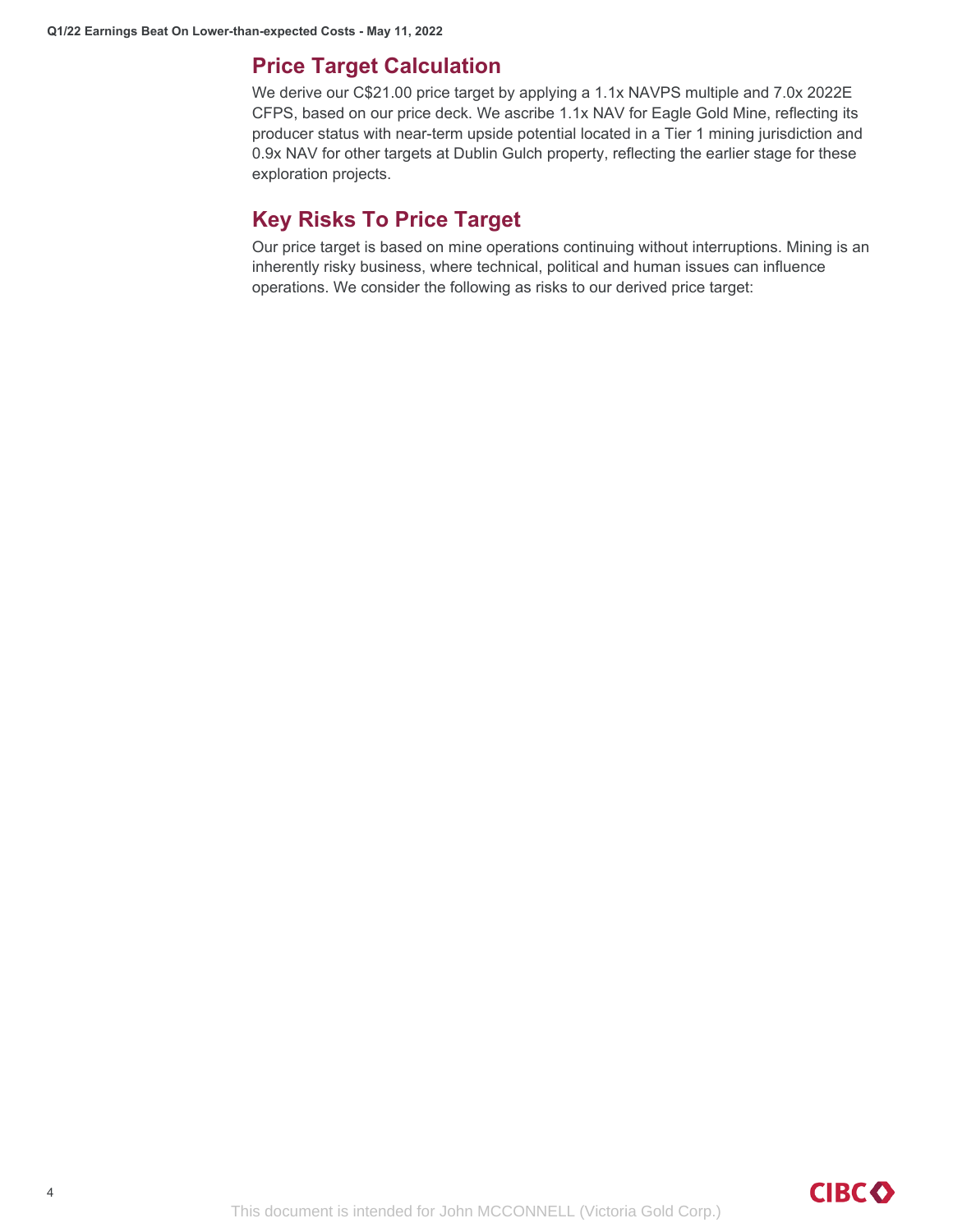## Price Target Calculation

We derive our C$21.00 price target by applying a 1.1x NAVPS multiple and 7.0x 2022E CFPS, based on our price deck. We ascribe 1.1x NAV for Eagle Gold Mine, reflecting its producer status with near-term upside potential located in a Tier 1 mining jurisdiction and 0.9x NAV for other targets at Dublin Gulch property, reflecting the earlier stage for these exploration projects.

## Key Risks To Price Target

Our price target is based on mine operations continuing without interruptions. Mining is an inherently risky business, where technical, political and human issues can influence operations. We consider the following as risks to our derived price target: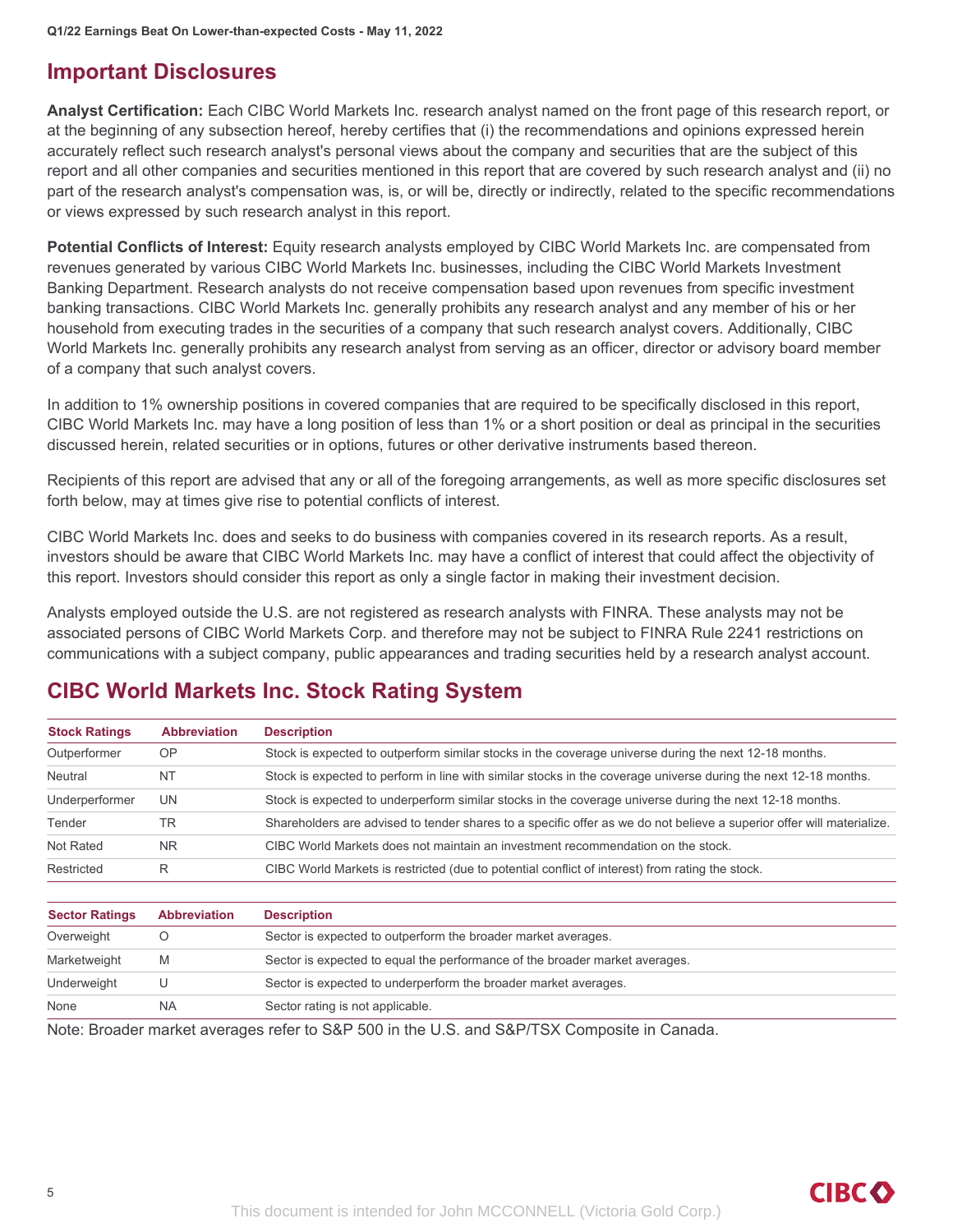## Important Disclosures

**Analyst Certification:** Each CIBC World Markets Inc. research analyst named on the front page of this research report, or at the beginning of any subsection hereof, hereby certifies that (i) the recommendations and opinions expressed herein accurately reflect such research analyst's personal views about the company and securities that are the subject of this report and all other companies and securities mentioned in this report that are covered by such research analyst and (ii) no part of the research analyst's compensation was, is, or will be, directly or indirectly, related to the specific recommendations or views expressed by such research analyst in this report.

**Potential Conflicts of Interest:** Equity research analysts employed by CIBC World Markets Inc. are compensated from revenues generated by various CIBC World Markets Inc. businesses, including the CIBC World Markets Investment Banking Department. Research analysts do not receive compensation based upon revenues from specific investment banking transactions. CIBC World Markets Inc. generally prohibits any research analyst and any member of his or her household from executing trades in the securities of a company that such research analyst covers. Additionally, CIBC World Markets Inc. generally prohibits any research analyst from serving as an officer, director or advisory board member of a company that such analyst covers.

In addition to 1% ownership positions in covered companies that are required to be specifically disclosed in this report, CIBC World Markets Inc. may have a long position of less than 1% or a short position or deal as principal in the securities discussed herein, related securities or in options, futures or other derivative instruments based thereon.

Recipients of this report are advised that any or all of the foregoing arrangements, as well as more specific disclosures set forth below, may at times give rise to potential conflicts of interest.

CIBC World Markets Inc. does and seeks to do business with companies covered in its research reports. As a result, investors should be aware that CIBC World Markets Inc. may have a conflict of interest that could affect the objectivity of this report. Investors should consider this report as only a single factor in making their investment decision.

Analysts employed outside the U.S. are not registered as research analysts with FINRA. These analysts may not be associated persons of CIBC World Markets Corp. and therefore may not be subject to FINRA Rule 2241 restrictions on communications with a subject company, public appearances and trading securities held by a research analyst account.

## CIBC World Markets Inc. Stock Rating System

| Stock Ratings | Abbreviation | Description |
|---|---|---|
| Outperformer | OP | Stock is expected to outperform similar stocks in the coverage universe during the next 12-18 months. |
| Neutral | NT | Stock is expected to perform in line with similar stocks in the coverage universe during the next 12-18 months. |
| Underperformer | UN | Stock is expected to underperform similar stocks in the coverage universe during the next 12-18 months. |
| Tender | TR | Shareholders are advised to tender shares to a specific offer as we do not believe a superior offer will materialize. |
| Not Rated | NR | CIBC World Markets does not maintain an investment recommendation on the stock. |
| Restricted | R | CIBC World Markets is restricted (due to potential conflict of interest) from rating the stock. |

| Sector Ratings | Abbreviation | Description |
|---|---|---|
| Overweight | O | Sector is expected to outperform the broader market averages. |
| Marketweight | M | Sector is expected to equal the performance of the broader market averages. |
| Underweight | U | Sector is expected to underperform the broader market averages. |
| None | NA | Sector rating is not applicable. |

Note: Broader market averages refer to S&P 500 in the U.S. and S&P/TSX Composite in Canada.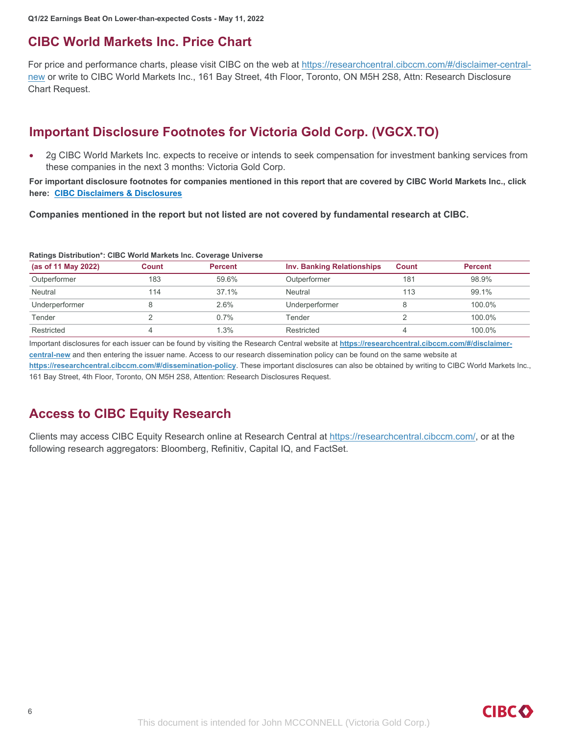## CIBC World Markets Inc. Price Chart

For price and performance charts, please visit CIBC on the web at https://researchcentral.cibccm.com/#/disclaimer-central-new or write to CIBC World Markets Inc., 161 Bay Street, 4th Floor, Toronto, ON M5H 2S8, Attn: Research Disclosure Chart Request.

## Important Disclosure Footnotes for Victoria Gold Corp. (VGCX.TO)

- 2g CIBC World Markets Inc. expects to receive or intends to seek compensation for investment banking services from these companies in the next 3 months: Victoria Gold Corp.

**For important disclosure footnotes for companies mentioned in this report that are covered by CIBC World Markets Inc., click here: CIBC Disclaimers & Disclosures**

**Companies mentioned in the report but not listed are not covered by fundamental research at CIBC.**

**Ratings Distribution*: CIBC World Markets Inc. Coverage Universe**

| (as of 11 May 2022) | Count | Percent | Inv. Banking Relationships | Count | Percent |
|---|---|---|---|---|---|
| Outperformer | 183 | 59.6% | Outperformer | 181 | 98.9% |
| Neutral | 114 | 37.1% | Neutral | 113 | 99.1% |
| Underperformer | 8 | 2.6% | Underperformer | 8 | 100.0% |
| Tender | 2 | 0.7% | Tender | 2 | 100.0% |
| Restricted | 4 | 1.3% | Restricted | 4 | 100.0% |

Important disclosures for each issuer can be found by visiting the Research Central website at **https://researchcentral.cibccm.com/#/disclaimer-central-new** and then entering the issuer name. Access to our research dissemination policy can be found on the same website at **https://researchcentral.cibccm.com/#/dissemination-policy**. These important disclosures can also be obtained by writing to CIBC World Markets Inc., 161 Bay Street, 4th Floor, Toronto, ON M5H 2S8, Attention: Research Disclosures Request.

## Access to CIBC Equity Research

Clients may access CIBC Equity Research online at Research Central at https://researchcentral.cibccm.com/, or at the following research aggregators: Bloomberg, Refinitiv, Capital IQ, and FactSet.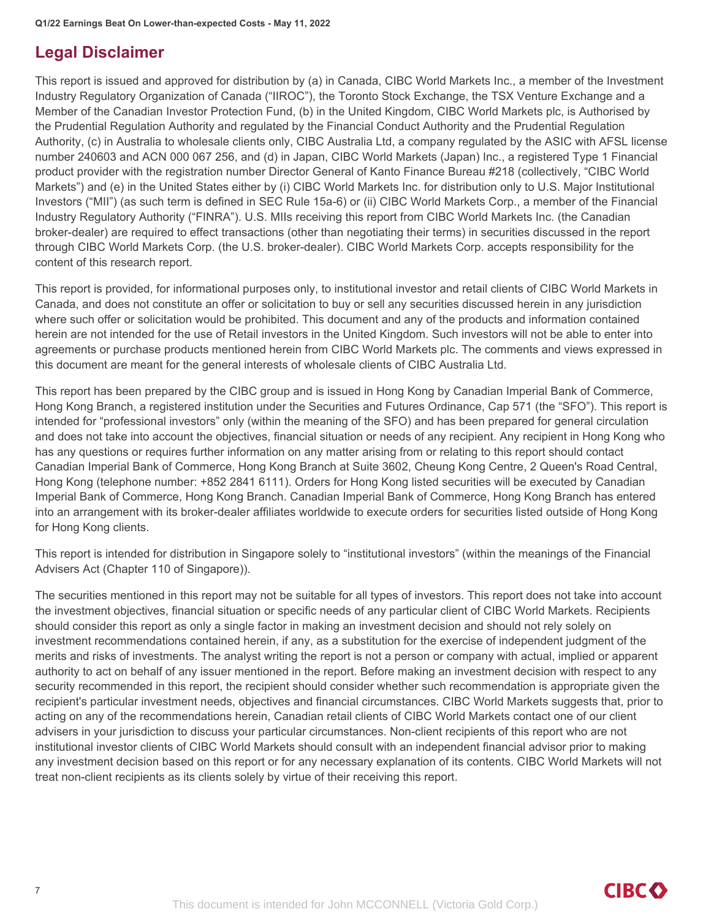## Legal Disclaimer

This report is issued and approved for distribution by (a) in Canada, CIBC World Markets Inc., a member of the Investment Industry Regulatory Organization of Canada ("IIROC"), the Toronto Stock Exchange, the TSX Venture Exchange and a Member of the Canadian Investor Protection Fund, (b) in the United Kingdom, CIBC World Markets plc, is Authorised by the Prudential Regulation Authority and regulated by the Financial Conduct Authority and the Prudential Regulation Authority, (c) in Australia to wholesale clients only, CIBC Australia Ltd, a company regulated by the ASIC with AFSL license number 240603 and ACN 000 067 256, and (d) in Japan, CIBC World Markets (Japan) Inc., a registered Type 1 Financial product provider with the registration number Director General of Kanto Finance Bureau #218 (collectively, "CIBC World Markets") and (e) in the United States either by (i) CIBC World Markets Inc. for distribution only to U.S. Major Institutional Investors ("MII") (as such term is defined in SEC Rule 15a-6) or (ii) CIBC World Markets Corp., a member of the Financial Industry Regulatory Authority ("FINRA"). U.S. MIIs receiving this report from CIBC World Markets Inc. (the Canadian broker-dealer) are required to effect transactions (other than negotiating their terms) in securities discussed in the report through CIBC World Markets Corp. (the U.S. broker-dealer). CIBC World Markets Corp. accepts responsibility for the content of this research report.

This report is provided, for informational purposes only, to institutional investor and retail clients of CIBC World Markets in Canada, and does not constitute an offer or solicitation to buy or sell any securities discussed herein in any jurisdiction where such offer or solicitation would be prohibited. This document and any of the products and information contained herein are not intended for the use of Retail investors in the United Kingdom. Such investors will not be able to enter into agreements or purchase products mentioned herein from CIBC World Markets plc. The comments and views expressed in this document are meant for the general interests of wholesale clients of CIBC Australia Ltd.

This report has been prepared by the CIBC group and is issued in Hong Kong by Canadian Imperial Bank of Commerce, Hong Kong Branch, a registered institution under the Securities and Futures Ordinance, Cap 571 (the "SFO"). This report is intended for "professional investors" only (within the meaning of the SFO) and has been prepared for general circulation and does not take into account the objectives, financial situation or needs of any recipient. Any recipient in Hong Kong who has any questions or requires further information on any matter arising from or relating to this report should contact Canadian Imperial Bank of Commerce, Hong Kong Branch at Suite 3602, Cheung Kong Centre, 2 Queen's Road Central, Hong Kong (telephone number: +852 2841 6111). Orders for Hong Kong listed securities will be executed by Canadian Imperial Bank of Commerce, Hong Kong Branch. Canadian Imperial Bank of Commerce, Hong Kong Branch has entered into an arrangement with its broker-dealer affiliates worldwide to execute orders for securities listed outside of Hong Kong for Hong Kong clients.

This report is intended for distribution in Singapore solely to "institutional investors" (within the meanings of the Financial Advisers Act (Chapter 110 of Singapore)).

The securities mentioned in this report may not be suitable for all types of investors. This report does not take into account the investment objectives, financial situation or specific needs of any particular client of CIBC World Markets. Recipients should consider this report as only a single factor in making an investment decision and should not rely solely on investment recommendations contained herein, if any, as a substitution for the exercise of independent judgment of the merits and risks of investments. The analyst writing the report is not a person or company with actual, implied or apparent authority to act on behalf of any issuer mentioned in the report. Before making an investment decision with respect to any security recommended in this report, the recipient should consider whether such recommendation is appropriate given the recipient's particular investment needs, objectives and financial circumstances. CIBC World Markets suggests that, prior to acting on any of the recommendations herein, Canadian retail clients of CIBC World Markets contact one of our client advisers in your jurisdiction to discuss your particular circumstances. Non-client recipients of this report who are not institutional investor clients of CIBC World Markets should consult with an independent financial advisor prior to making any investment decision based on this report or for any necessary explanation of its contents. CIBC World Markets will not treat non-client recipients as its clients solely by virtue of their receiving this report.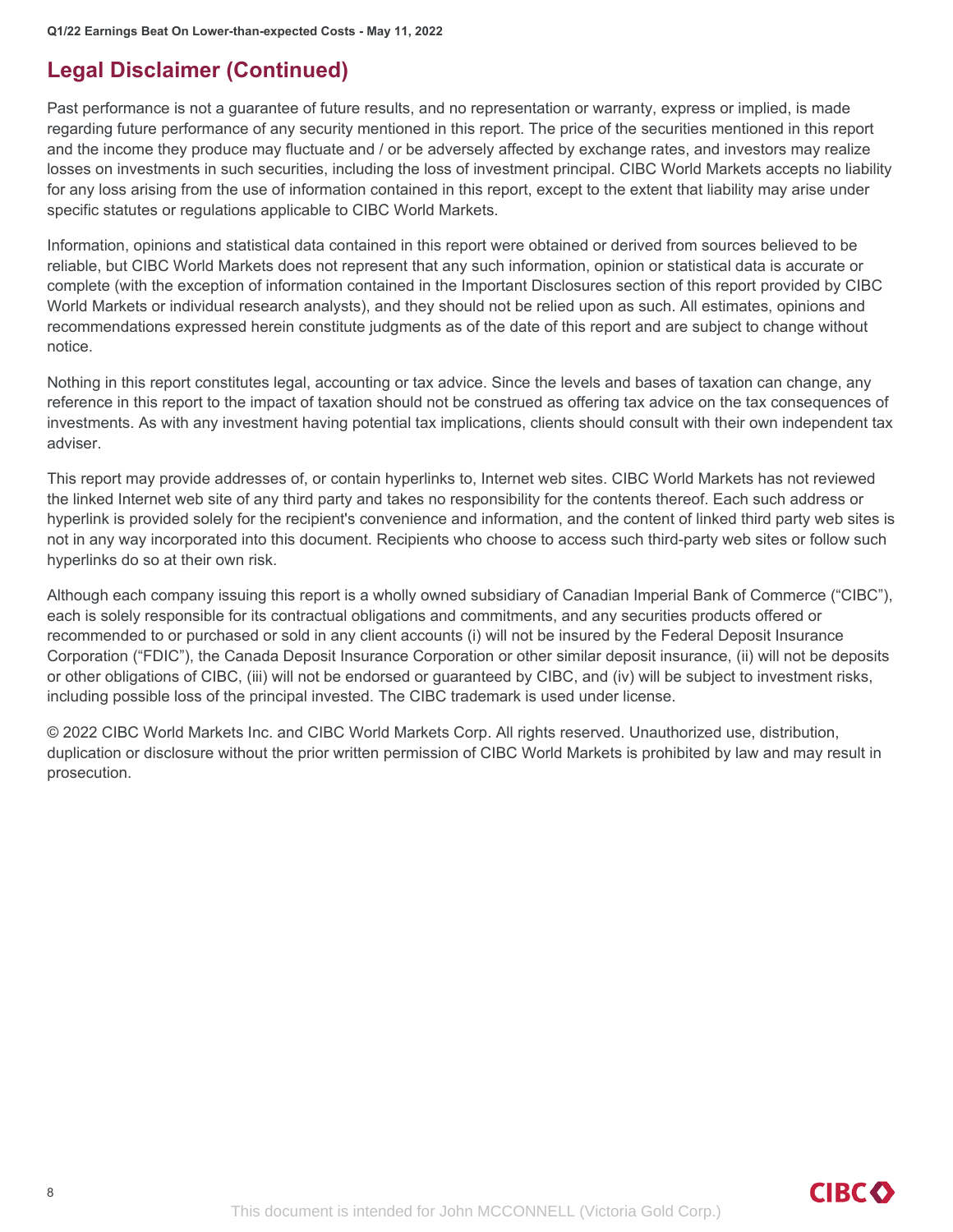## Legal Disclaimer (Continued)

Past performance is not a guarantee of future results, and no representation or warranty, express or implied, is made regarding future performance of any security mentioned in this report. The price of the securities mentioned in this report and the income they produce may fluctuate and / or be adversely affected by exchange rates, and investors may realize losses on investments in such securities, including the loss of investment principal. CIBC World Markets accepts no liability for any loss arising from the use of information contained in this report, except to the extent that liability may arise under specific statutes or regulations applicable to CIBC World Markets.

Information, opinions and statistical data contained in this report were obtained or derived from sources believed to be reliable, but CIBC World Markets does not represent that any such information, opinion or statistical data is accurate or complete (with the exception of information contained in the Important Disclosures section of this report provided by CIBC World Markets or individual research analysts), and they should not be relied upon as such. All estimates, opinions and recommendations expressed herein constitute judgments as of the date of this report and are subject to change without notice.

Nothing in this report constitutes legal, accounting or tax advice. Since the levels and bases of taxation can change, any reference in this report to the impact of taxation should not be construed as offering tax advice on the tax consequences of investments. As with any investment having potential tax implications, clients should consult with their own independent tax adviser.

This report may provide addresses of, or contain hyperlinks to, Internet web sites. CIBC World Markets has not reviewed the linked Internet web site of any third party and takes no responsibility for the contents thereof. Each such address or hyperlink is provided solely for the recipient's convenience and information, and the content of linked third party web sites is not in any way incorporated into this document. Recipients who choose to access such third-party web sites or follow such hyperlinks do so at their own risk.

Although each company issuing this report is a wholly owned subsidiary of Canadian Imperial Bank of Commerce ("CIBC"), each is solely responsible for its contractual obligations and commitments, and any securities products offered or recommended to or purchased or sold in any client accounts (i) will not be insured by the Federal Deposit Insurance Corporation ("FDIC"), the Canada Deposit Insurance Corporation or other similar deposit insurance, (ii) will not be deposits or other obligations of CIBC, (iii) will not be endorsed or guaranteed by CIBC, and (iv) will be subject to investment risks, including possible loss of the principal invested. The CIBC trademark is used under license.

© 2022 CIBC World Markets Inc. and CIBC World Markets Corp. All rights reserved. Unauthorized use, distribution, duplication or disclosure without the prior written permission of CIBC World Markets is prohibited by law and may result in prosecution.